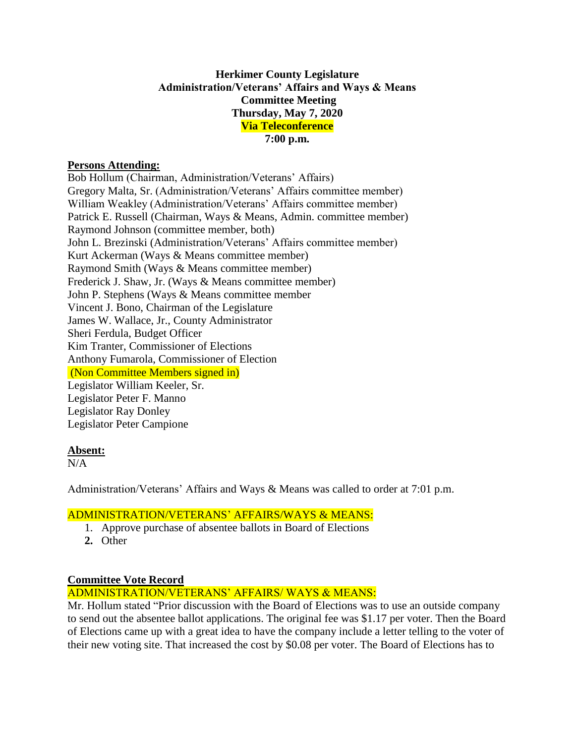**Herkimer County Legislature**
**Administration/Veterans' Affairs and Ways & Means**
**Committee Meeting**
**Thursday, May 7, 2020**
**Via Teleconference**
**7:00 p.m.**

**Persons Attending:**

Bob Hollum (Chairman, Administration/Veterans' Affairs)
Gregory Malta, Sr. (Administration/Veterans' Affairs committee member)
William Weakley (Administration/Veterans' Affairs committee member)
Patrick E. Russell (Chairman, Ways & Means, Admin. committee member)
Raymond Johnson (committee member, both)
John L. Brezinski (Administration/Veterans' Affairs committee member)
Kurt Ackerman (Ways & Means committee member)
Raymond Smith (Ways & Means committee member)
Frederick J. Shaw, Jr. (Ways & Means committee member)
John P. Stephens (Ways & Means committee member
Vincent J. Bono, Chairman of the Legislature
James W. Wallace, Jr., County Administrator
Sheri Ferdula, Budget Officer
Kim Tranter, Commissioner of Elections
Anthony Fumarola, Commissioner of Election
(Non Committee Members signed in)
Legislator William Keeler, Sr.
Legislator Peter F. Manno
Legislator Ray Donley
Legislator Peter Campione

**Absent:**

N/A

Administration/Veterans' Affairs and Ways & Means was called to order at 7:01 p.m.

ADMINISTRATION/VETERANS' AFFAIRS/WAYS & MEANS:

1. Approve purchase of absentee ballots in Board of Elections
2. **Other**

**Committee Vote Record**

ADMINISTRATION/VETERANS' AFFAIRS/ WAYS & MEANS:

Mr. Hollum stated "Prior discussion with the Board of Elections was to use an outside company to send out the absentee ballot applications. The original fee was $1.17 per voter. Then the Board of Elections came up with a great idea to have the company include a letter telling to the voter of their new voting site. That increased the cost by $0.08 per voter. The Board of Elections has to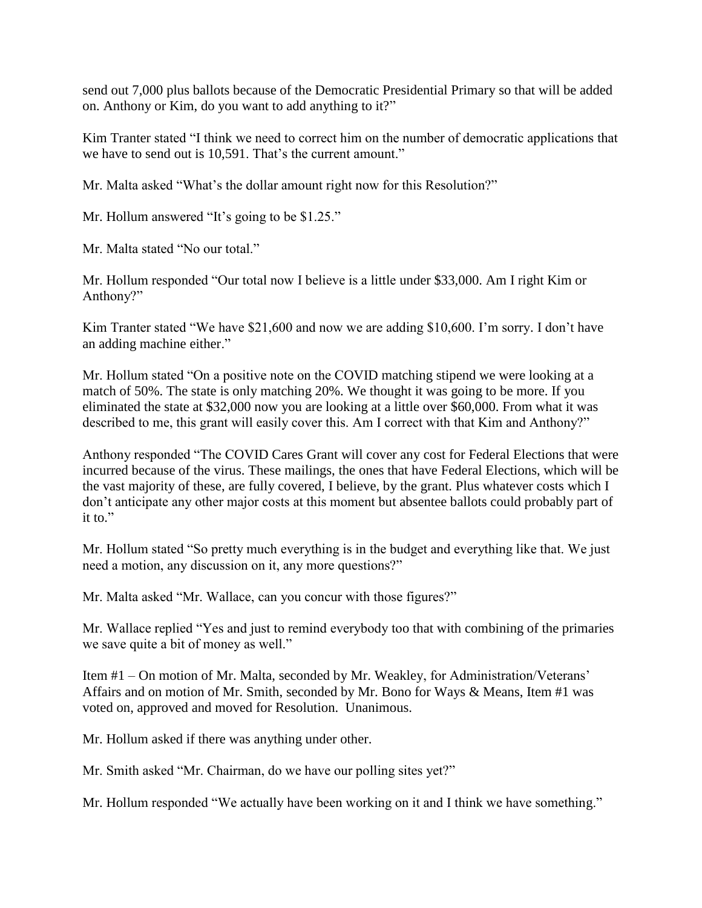send out 7,000 plus ballots because of the Democratic Presidential Primary so that will be added on. Anthony or Kim, do you want to add anything to it?"

Kim Tranter stated "I think we need to correct him on the number of democratic applications that we have to send out is 10,591. That's the current amount."

Mr. Malta asked "What's the dollar amount right now for this Resolution?"

Mr. Hollum answered "It's going to be $1.25."

Mr. Malta stated "No our total."

Mr. Hollum responded "Our total now I believe is a little under $33,000. Am I right Kim or Anthony?"

Kim Tranter stated "We have $21,600 and now we are adding $10,600. I'm sorry. I don't have an adding machine either."

Mr. Hollum stated "On a positive note on the COVID matching stipend we were looking at a match of 50%. The state is only matching 20%. We thought it was going to be more. If you eliminated the state at $32,000 now you are looking at a little over $60,000. From what it was described to me, this grant will easily cover this. Am I correct with that Kim and Anthony?"

Anthony responded "The COVID Cares Grant will cover any cost for Federal Elections that were incurred because of the virus. These mailings, the ones that have Federal Elections, which will be the vast majority of these, are fully covered, I believe, by the grant. Plus whatever costs which I don't anticipate any other major costs at this moment but absentee ballots could probably part of it to."

Mr. Hollum stated "So pretty much everything is in the budget and everything like that. We just need a motion, any discussion on it, any more questions?"

Mr. Malta asked "Mr. Wallace, can you concur with those figures?"

Mr. Wallace replied "Yes and just to remind everybody too that with combining of the primaries we save quite a bit of money as well."

Item #1 – On motion of Mr. Malta, seconded by Mr. Weakley, for Administration/Veterans' Affairs and on motion of Mr. Smith, seconded by Mr. Bono for Ways & Means, Item #1 was voted on, approved and moved for Resolution. Unanimous.

Mr. Hollum asked if there was anything under other.

Mr. Smith asked "Mr. Chairman, do we have our polling sites yet?"

Mr. Hollum responded "We actually have been working on it and I think we have something."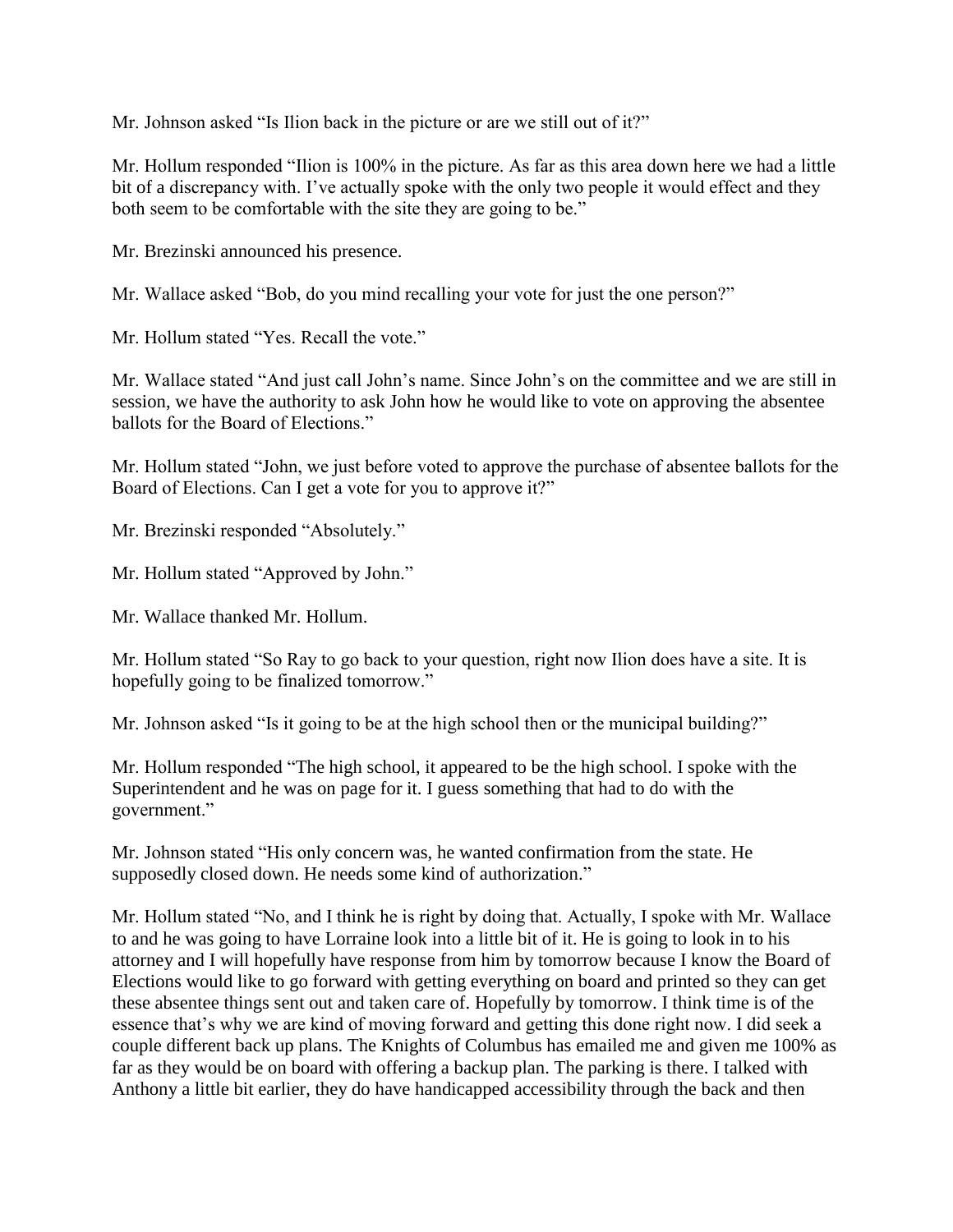Mr. Johnson asked "Is Ilion back in the picture or are we still out of it?"

Mr. Hollum responded "Ilion is 100% in the picture. As far as this area down here we had a little bit of a discrepancy with. I've actually spoke with the only two people it would effect and they both seem to be comfortable with the site they are going to be."

Mr. Brezinski announced his presence.

Mr. Wallace asked "Bob, do you mind recalling your vote for just the one person?"

Mr. Hollum stated "Yes. Recall the vote."

Mr. Wallace stated "And just call John's name. Since John's on the committee and we are still in session, we have the authority to ask John how he would like to vote on approving the absentee ballots for the Board of Elections."

Mr. Hollum stated "John, we just before voted to approve the purchase of absentee ballots for the Board of Elections. Can I get a vote for you to approve it?"

Mr. Brezinski responded "Absolutely."

Mr. Hollum stated "Approved by John."

Mr. Wallace thanked Mr. Hollum.

Mr. Hollum stated "So Ray to go back to your question, right now Ilion does have a site. It is hopefully going to be finalized tomorrow."

Mr. Johnson asked "Is it going to be at the high school then or the municipal building?"

Mr. Hollum responded "The high school, it appeared to be the high school. I spoke with the Superintendent and he was on page for it. I guess something that had to do with the government."

Mr. Johnson stated "His only concern was, he wanted confirmation from the state. He supposedly closed down. He needs some kind of authorization."

Mr. Hollum stated "No, and I think he is right by doing that. Actually, I spoke with Mr. Wallace to and he was going to have Lorraine look into a little bit of it. He is going to look in to his attorney and I will hopefully have response from him by tomorrow because I know the Board of Elections would like to go forward with getting everything on board and printed so they can get these absentee things sent out and taken care of. Hopefully by tomorrow. I think time is of the essence that's why we are kind of moving forward and getting this done right now. I did seek a couple different back up plans. The Knights of Columbus has emailed me and given me 100% as far as they would be on board with offering a backup plan. The parking is there. I talked with Anthony a little bit earlier, they do have handicapped accessibility through the back and then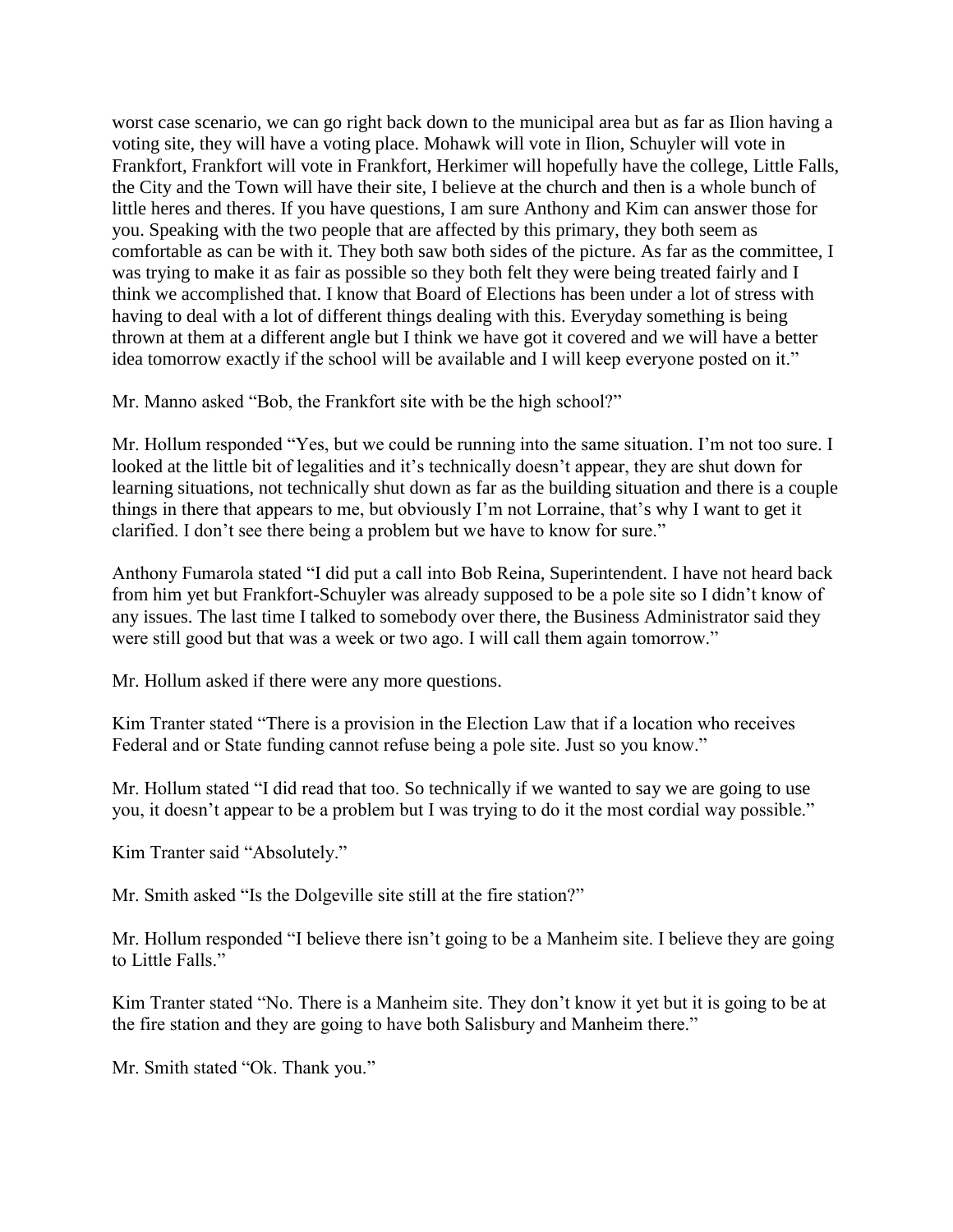worst case scenario, we can go right back down to the municipal area but as far as Ilion having a voting site, they will have a voting place. Mohawk will vote in Ilion, Schuyler will vote in Frankfort, Frankfort will vote in Frankfort, Herkimer will hopefully have the college, Little Falls, the City and the Town will have their site, I believe at the church and then is a whole bunch of little heres and theres. If you have questions, I am sure Anthony and Kim can answer those for you. Speaking with the two people that are affected by this primary, they both seem as comfortable as can be with it. They both saw both sides of the picture. As far as the committee, I was trying to make it as fair as possible so they both felt they were being treated fairly and I think we accomplished that. I know that Board of Elections has been under a lot of stress with having to deal with a lot of different things dealing with this. Everyday something is being thrown at them at a different angle but I think we have got it covered and we will have a better idea tomorrow exactly if the school will be available and I will keep everyone posted on it."

Mr. Manno asked "Bob, the Frankfort site with be the high school?"

Mr. Hollum responded "Yes, but we could be running into the same situation. I'm not too sure. I looked at the little bit of legalities and it's technically doesn't appear, they are shut down for learning situations, not technically shut down as far as the building situation and there is a couple things in there that appears to me, but obviously I'm not Lorraine, that's why I want to get it clarified. I don't see there being a problem but we have to know for sure."

Anthony Fumarola stated "I did put a call into Bob Reina, Superintendent. I have not heard back from him yet but Frankfort-Schuyler was already supposed to be a pole site so I didn't know of any issues. The last time I talked to somebody over there, the Business Administrator said they were still good but that was a week or two ago. I will call them again tomorrow."

Mr. Hollum asked if there were any more questions.

Kim Tranter stated "There is a provision in the Election Law that if a location who receives Federal and or State funding cannot refuse being a pole site. Just so you know."

Mr. Hollum stated "I did read that too. So technically if we wanted to say we are going to use you, it doesn't appear to be a problem but I was trying to do it the most cordial way possible."

Kim Tranter said "Absolutely."

Mr. Smith asked "Is the Dolgeville site still at the fire station?"

Mr. Hollum responded "I believe there isn't going to be a Manheim site. I believe they are going to Little Falls."

Kim Tranter stated "No. There is a Manheim site. They don't know it yet but it is going to be at the fire station and they are going to have both Salisbury and Manheim there."

Mr. Smith stated "Ok. Thank you."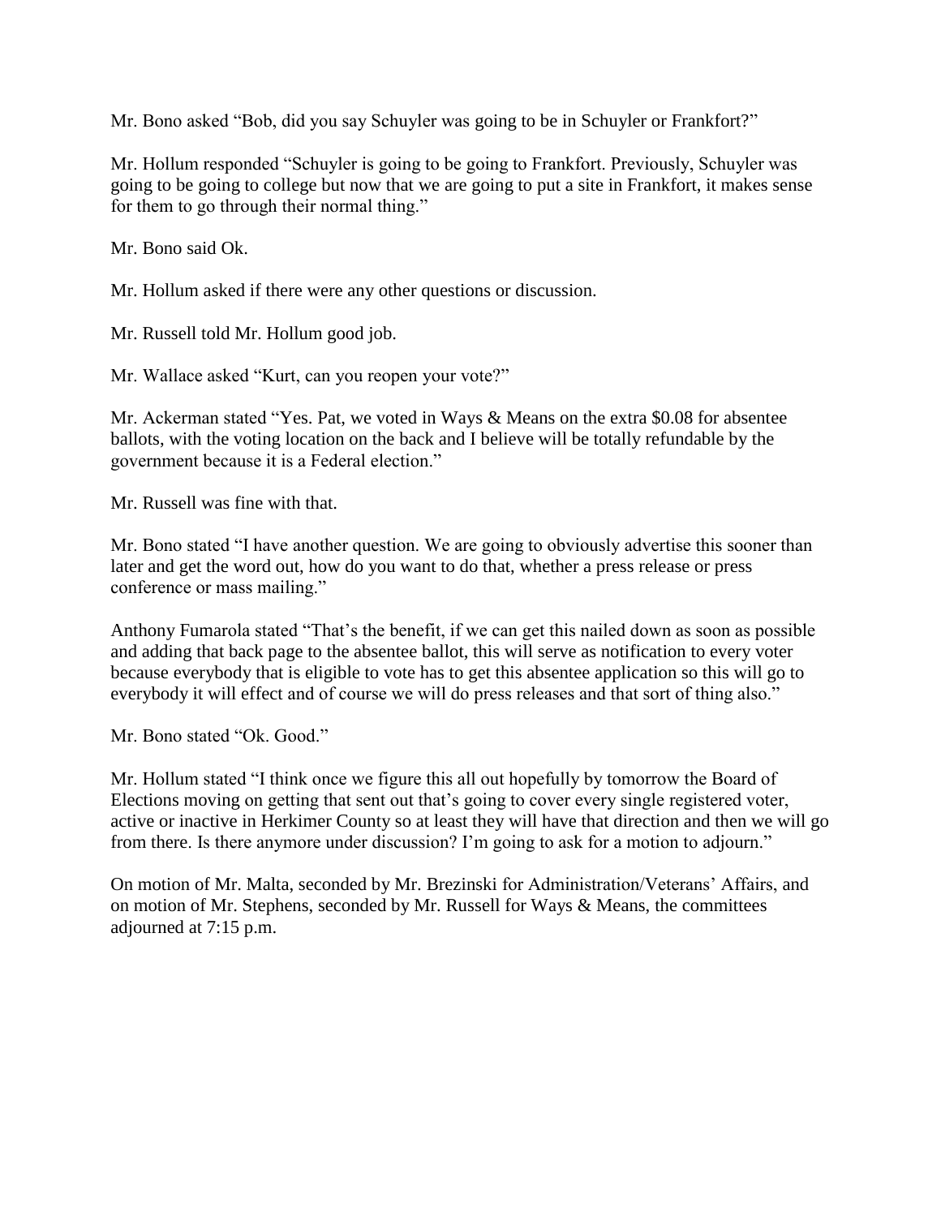Mr. Bono asked “Bob, did you say Schuyler was going to be in Schuyler or Frankfort?”

Mr. Hollum responded “Schuyler is going to be going to Frankfort. Previously, Schuyler was going to be going to college but now that we are going to put a site in Frankfort, it makes sense for them to go through their normal thing.”

Mr. Bono said Ok.

Mr. Hollum asked if there were any other questions or discussion.

Mr. Russell told Mr. Hollum good job.

Mr. Wallace asked “Kurt, can you reopen your vote?”

Mr. Ackerman stated “Yes. Pat, we voted in Ways & Means on the extra $0.08 for absentee ballots, with the voting location on the back and I believe will be totally refundable by the government because it is a Federal election.”

Mr. Russell was fine with that.

Mr. Bono stated “I have another question. We are going to obviously advertise this sooner than later and get the word out, how do you want to do that, whether a press release or press conference or mass mailing.”

Anthony Fumarola stated “That’s the benefit, if we can get this nailed down as soon as possible and adding that back page to the absentee ballot, this will serve as notification to every voter because everybody that is eligible to vote has to get this absentee application so this will go to everybody it will effect and of course we will do press releases and that sort of thing also.”

Mr. Bono stated “Ok. Good.”

Mr. Hollum stated “I think once we figure this all out hopefully by tomorrow the Board of Elections moving on getting that sent out that’s going to cover every single registered voter, active or inactive in Herkimer County so at least they will have that direction and then we will go from there. Is there anymore under discussion? I’m going to ask for a motion to adjourn.”

On motion of Mr. Malta, seconded by Mr. Brezinski for Administration/Veterans’ Affairs, and on motion of Mr. Stephens, seconded by Mr. Russell for Ways & Means, the committees adjourned at 7:15 p.m.